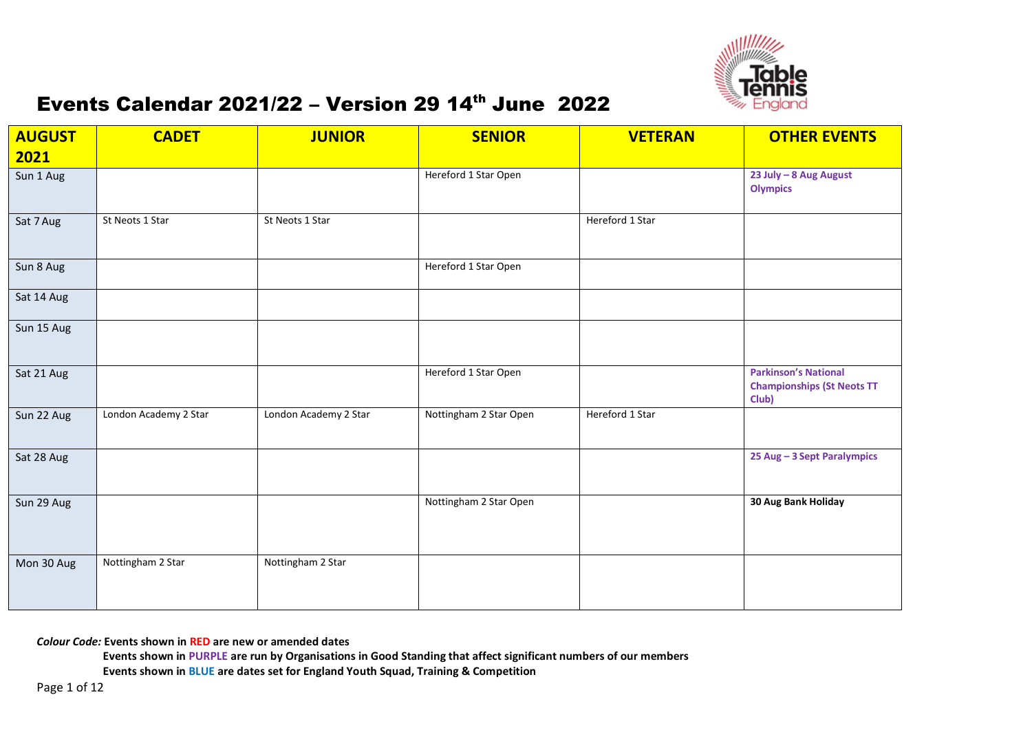# Events Calendar 2021/22 – Version 29 14th June 2022

| AUGUST 2021 | CADET | JUNIOR | SENIOR | VETERAN | OTHER EVENTS |
|---|---|---|---|---|---|
| Sun 1 Aug | | | Hereford 1 Star Open | | **23 July – 8 Aug August Olympics** |
| Sat 7 Aug | St Neots 1 Star | St Neots 1 Star | | Hereford 1 Star | |
| Sun 8 Aug | | | Hereford 1 Star Open | | |
| Sat 14 Aug | | | | | |
| Sun 15 Aug | | | | | |
| Sat 21 Aug | | | Hereford 1 Star Open | | **Parkinson's National Championships (St Neots TT Club)** |
| Sun 22 Aug | London Academy 2 Star | London Academy 2 Star | Nottingham 2 Star Open | Hereford 1 Star | |
| Sat 28 Aug | | | | | **25 Aug – 3 Sept Paralympics** |
| Sun 29 Aug | | | Nottingham 2 Star Open | | **30 Aug Bank Holiday** |
| Mon 30 Aug | Nottingham 2 Star | Nottingham 2 Star | | | |

***Colour Code:*** **Events shown in RED are new or amended dates**

**Events shown in PURPLE are run by Organisations in Good Standing that affect significant numbers of our members**

**Events shown in BLUE are dates set for England Youth Squad, Training & Competition**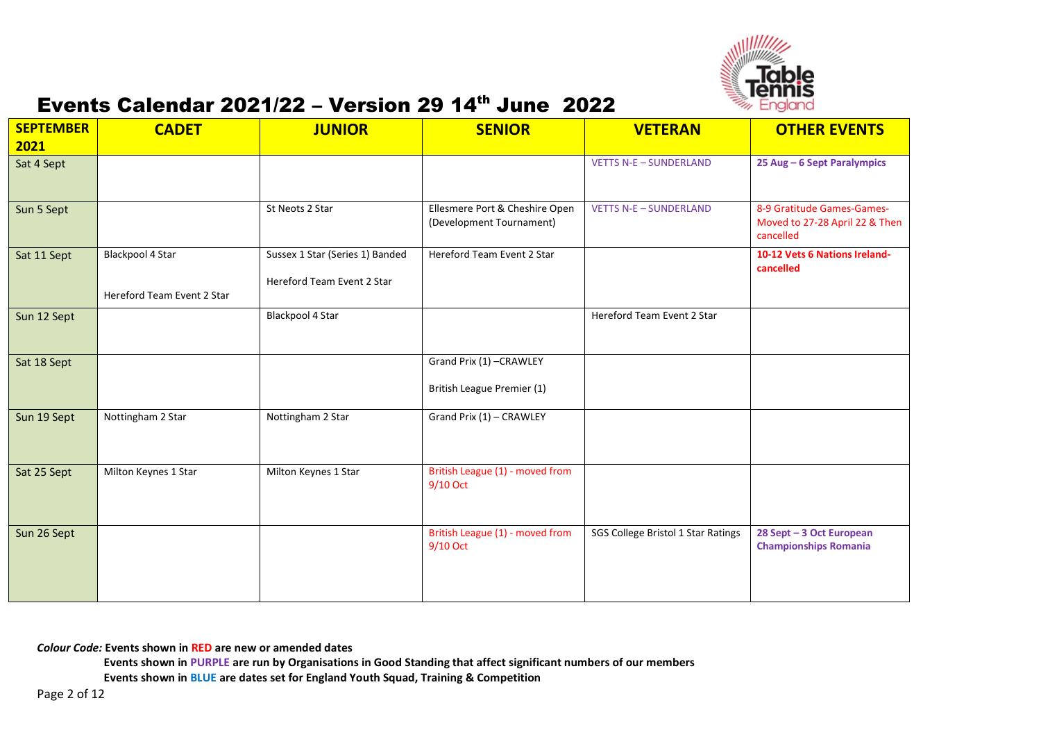# Events Calendar 2021/22 – Version 29 14th June 2022

| SEPTEMBER 2021 | CADET | JUNIOR | SENIOR | VETERAN | OTHER EVENTS |
|---|---|---|---|---|---|
| Sat 4 Sept | | | | VETTS N-E – SUNDERLAND | **25 Aug – 6 Sept Paralympics** |
| Sun 5 Sept | | St Neots 2 Star | Ellesmere Port & Cheshire Open (Development Tournament) | VETTS N-E – SUNDERLAND | 8-9 Gratitude Games-Games-Moved to 27-28 April 22 & Then cancelled |
| Sat 11 Sept | Blackpool 4 Star<br><br>Hereford Team Event 2 Star | Sussex 1 Star (Series 1) Banded<br><br>Hereford Team Event 2 Star | Hereford Team Event 2 Star | | **10-12 Vets 6 Nations Ireland-cancelled** |
| Sun 12 Sept | | Blackpool 4 Star | | Hereford Team Event 2 Star | |
| Sat 18 Sept | | | Grand Prix (1) –CRAWLEY<br><br>British League Premier (1) | | |
| Sun 19 Sept | Nottingham 2 Star | Nottingham 2 Star | Grand Prix (1) – CRAWLEY | | |
| Sat 25 Sept | Milton Keynes 1 Star | Milton Keynes 1 Star | British League (1) - moved from 9/10 Oct | | |
| Sun 26 Sept | | | British League (1) - moved from 9/10 Oct | SGS College Bristol 1 Star Ratings | **28 Sept – 3 Oct European Championships Romania** |

***Colour Code:*** **Events shown in RED are new or amended dates**

**Events shown in PURPLE are run by Organisations in Good Standing that affect significant numbers of our members**

**Events shown in BLUE are dates set for England Youth Squad, Training & Competition**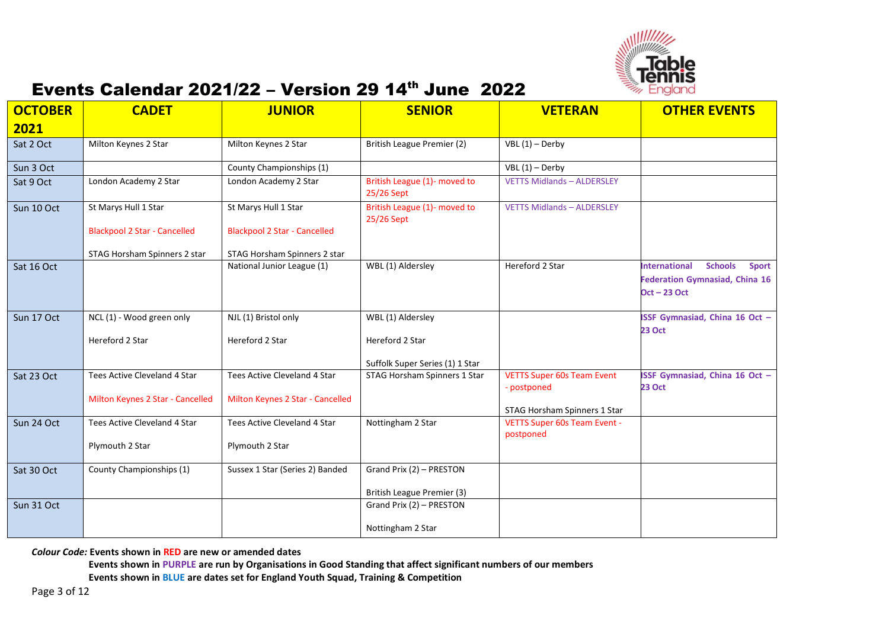# Events Calendar 2021/22 – Version 29 14th June 2022

| OCTOBER 2021 | CADET | JUNIOR | SENIOR | VETERAN | OTHER EVENTS |
|---|---|---|---|---|---|
| Sat 2 Oct | Milton Keynes 2 Star | Milton Keynes 2 Star | British League Premier (2) | VBL (1) – Derby | |
| Sun 3 Oct | | County Championships (1) | | VBL (1) – Derby | |
| Sat 9 Oct | London Academy 2 Star | London Academy 2 Star | British League (1)- moved to 25/26 Sept | VETTS Midlands – ALDERSLEY | |
| Sun 10 Oct | St Marys Hull 1 Star<br><br>Blackpool 2 Star - Cancelled<br><br>STAG Horsham Spinners 2 star | St Marys Hull 1 Star<br><br>Blackpool 2 Star - Cancelled<br><br>STAG Horsham Spinners 2 star | British League (1)- moved to 25/26 Sept | VETTS Midlands – ALDERSLEY | |
| Sat 16 Oct | | National Junior League (1) | WBL (1) Aldersley | Hereford 2 Star | **International Schools Sport Federation Gymnasiad, China 16 Oct – 23 Oct** |
| Sun 17 Oct | NCL (1) - Wood green only<br><br>Hereford 2 Star | NJL (1) Bristol only<br><br>Hereford 2 Star | WBL (1) Aldersley<br><br>Hereford 2 Star<br><br>Suffolk Super Series (1) 1 Star | | **ISSF Gymnasiad, China 16 Oct – 23 Oct** |
| Sat 23 Oct | Tees Active Cleveland 4 Star<br><br>Milton Keynes 2 Star - Cancelled | Tees Active Cleveland 4 Star<br><br>Milton Keynes 2 Star - Cancelled | STAG Horsham Spinners 1 Star | VETTS Super 60s Team Event - postponed<br><br>STAG Horsham Spinners 1 Star | **ISSF Gymnasiad, China 16 Oct – 23 Oct** |
| Sun 24 Oct | Tees Active Cleveland 4 Star<br><br>Plymouth 2 Star | Tees Active Cleveland 4 Star<br><br>Plymouth 2 Star | Nottingham 2 Star | VETTS Super 60s Team Event - postponed | |
| Sat 30 Oct | County Championships (1) | Sussex 1 Star (Series 2) Banded | Grand Prix (2) – PRESTON<br><br>British League Premier (3) | | |
| Sun 31 Oct | | | Grand Prix (2) – PRESTON<br><br>Nottingham 2 Star | | |

***Colour Code:*** **Events shown in RED are new or amended dates**

**Events shown in PURPLE are run by Organisations in Good Standing that affect significant numbers of our members**

**Events shown in BLUE are dates set for England Youth Squad, Training & Competition**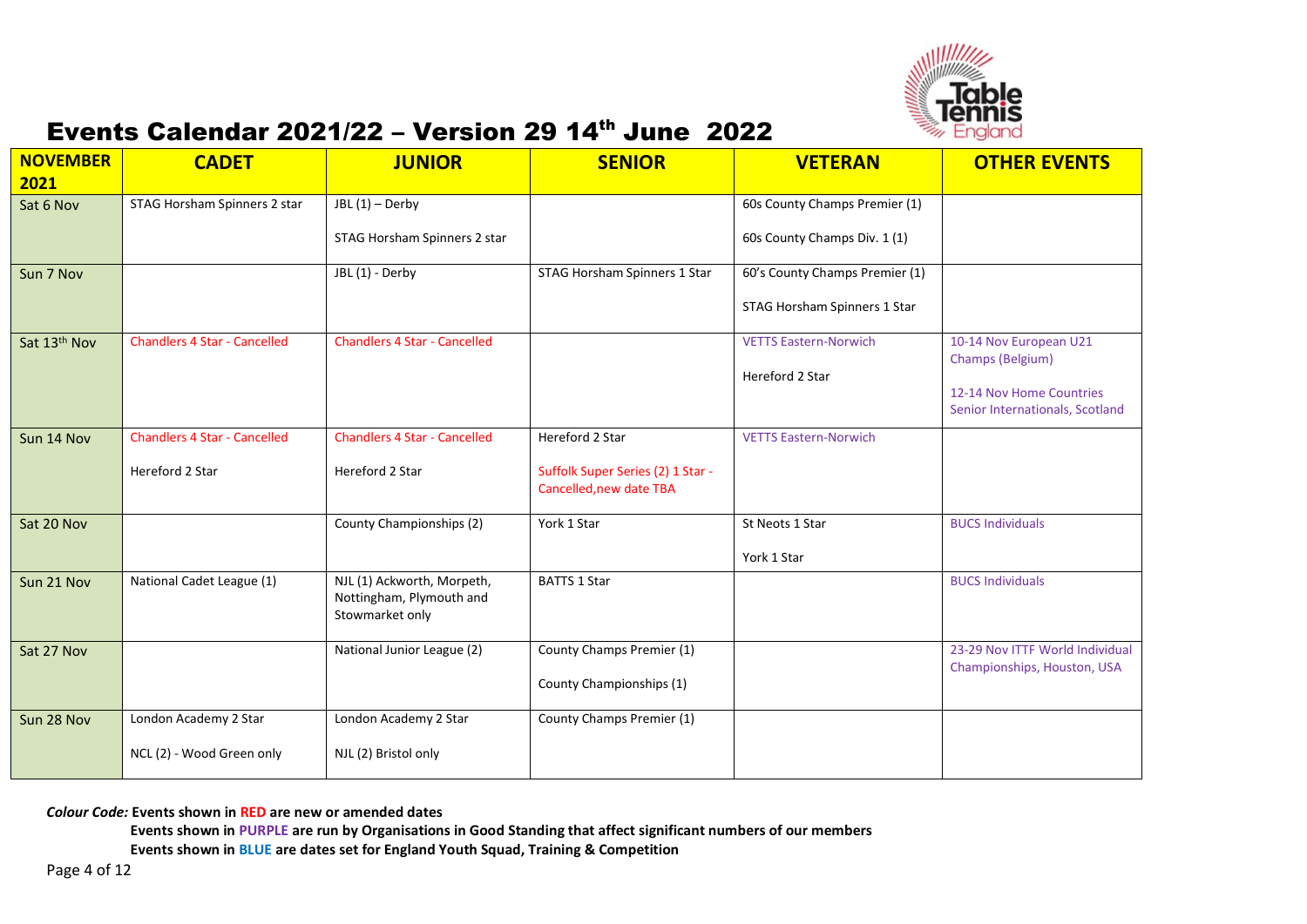# Events Calendar 2021/22 – Version 29 14th June 2022

| NOVEMBER 2021 | CADET | JUNIOR | SENIOR | VETERAN | OTHER EVENTS |
|---|---|---|---|---|---|
| Sat 6 Nov | STAG Horsham Spinners 2 star | JBL (1) – Derby<br><br>STAG Horsham Spinners 2 star | | 60s County Champs Premier (1)<br><br>60s County Champs Div. 1 (1) | |
| Sun 7 Nov | | JBL (1) - Derby | STAG Horsham Spinners 1 Star | 60's County Champs Premier (1)<br><br>STAG Horsham Spinners 1 Star | |
| Sat 13th Nov | Chandlers 4 Star - Cancelled | Chandlers 4 Star - Cancelled | | VETTS Eastern-Norwich<br><br>Hereford 2 Star | 10-14 Nov European U21 Champs (Belgium)<br><br>12-14 Nov Home Countries Senior Internationals, Scotland |
| Sun 14 Nov | Chandlers 4 Star - Cancelled<br><br>Hereford 2 Star | Chandlers 4 Star - Cancelled<br><br>Hereford 2 Star | Hereford 2 Star<br><br>Suffolk Super Series (2) 1 Star - Cancelled,new date TBA | VETTS Eastern-Norwich | |
| Sat 20 Nov | | County Championships (2) | York 1 Star | St Neots 1 Star<br><br>York 1 Star | BUCS Individuals |
| Sun 21 Nov | National Cadet League (1) | NJL (1) Ackworth, Morpeth, Nottingham, Plymouth and Stowmarket only | BATTS 1 Star | | BUCS Individuals |
| Sat 27 Nov | | National Junior League (2) | County Champs Premier (1)<br><br>County Championships (1) | | 23-29 Nov ITTF World Individual Championships, Houston, USA |
| Sun 28 Nov | London Academy 2 Star<br><br>NCL (2) - Wood Green only | London Academy 2 Star<br><br>NJL (2) Bristol only | County Champs Premier (1) | | |

***Colour Code:*** **Events shown in RED are new or amended dates**

**Events shown in PURPLE are run by Organisations in Good Standing that affect significant numbers of our members**

**Events shown in BLUE are dates set for England Youth Squad, Training & Competition**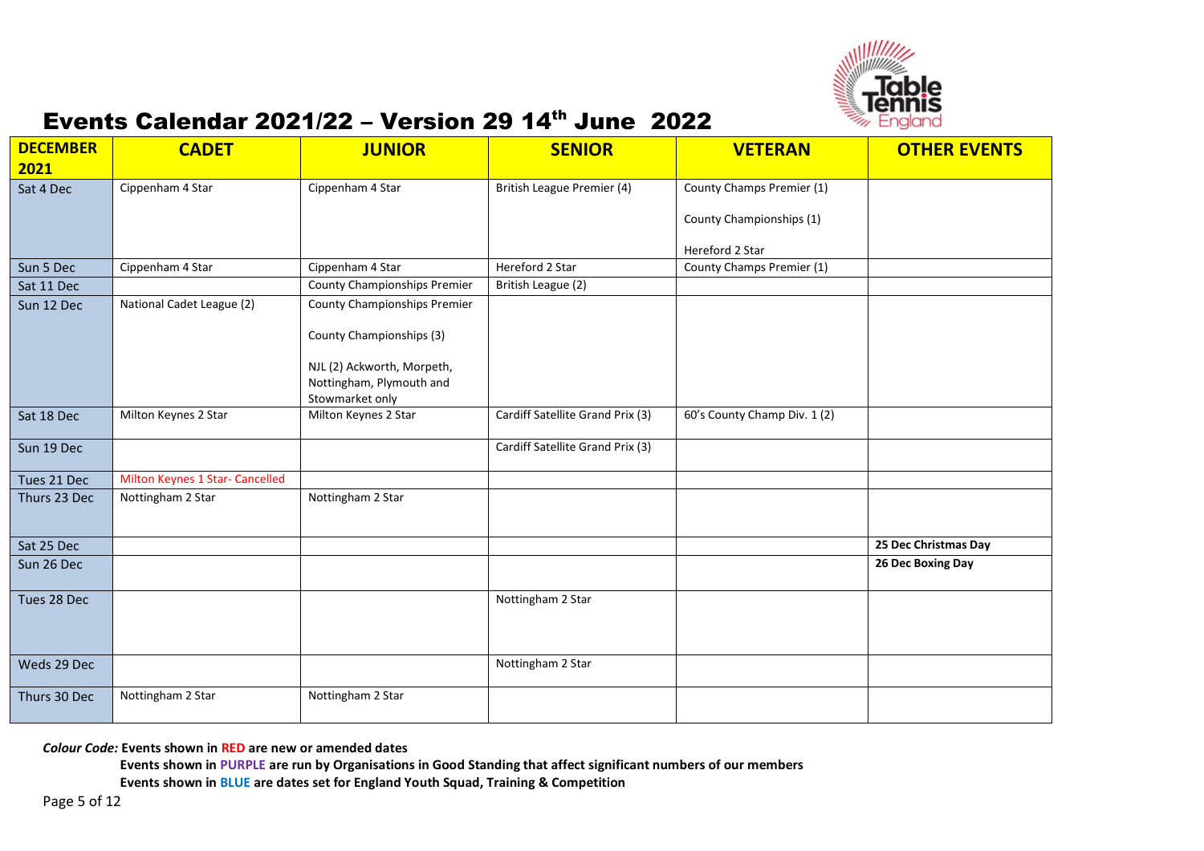# Events Calendar 2021/22 – Version 29 14th June 2022

| DECEMBER 2021 | CADET | JUNIOR | SENIOR | VETERAN | OTHER EVENTS |
|---|---|---|---|---|---|
| Sat 4 Dec | Cippenham 4 Star | Cippenham 4 Star | British League Premier (4) | County Champs Premier (1)<br><br>County Championships (1)<br><br>Hereford 2 Star | |
| Sun 5 Dec | Cippenham 4 Star | Cippenham 4 Star | Hereford 2 Star | County Champs Premier (1) | |
| Sat 11 Dec | | County Championships Premier | British League (2) | | |
| Sun 12 Dec | National Cadet League (2) | County Championships Premier<br><br>County Championships (3)<br><br>NJL (2) Ackworth, Morpeth, Nottingham, Plymouth and Stowmarket only | | | |
| Sat 18 Dec | Milton Keynes 2 Star | Milton Keynes 2 Star | Cardiff Satellite Grand Prix (3) | 60's County Champ Div. 1 (2) | |
| Sun 19 Dec | | | Cardiff Satellite Grand Prix (3) | | |
| Tues 21 Dec | Milton Keynes 1 Star- Cancelled | | | | |
| Thurs 23 Dec | Nottingham 2 Star | Nottingham 2 Star | | | |
| Sat 25 Dec | | | | | **25 Dec Christmas Day** |
| Sun 26 Dec | | | | | **26 Dec Boxing Day** |
| Tues 28 Dec | | | Nottingham 2 Star | | |
| Weds 29 Dec | | | Nottingham 2 Star | | |
| Thurs 30 Dec | Nottingham 2 Star | Nottingham 2 Star | | | |

***Colour Code:*** **Events shown in RED are new or amended dates**

**Events shown in PURPLE are run by Organisations in Good Standing that affect significant numbers of our members**

**Events shown in BLUE are dates set for England Youth Squad, Training & Competition**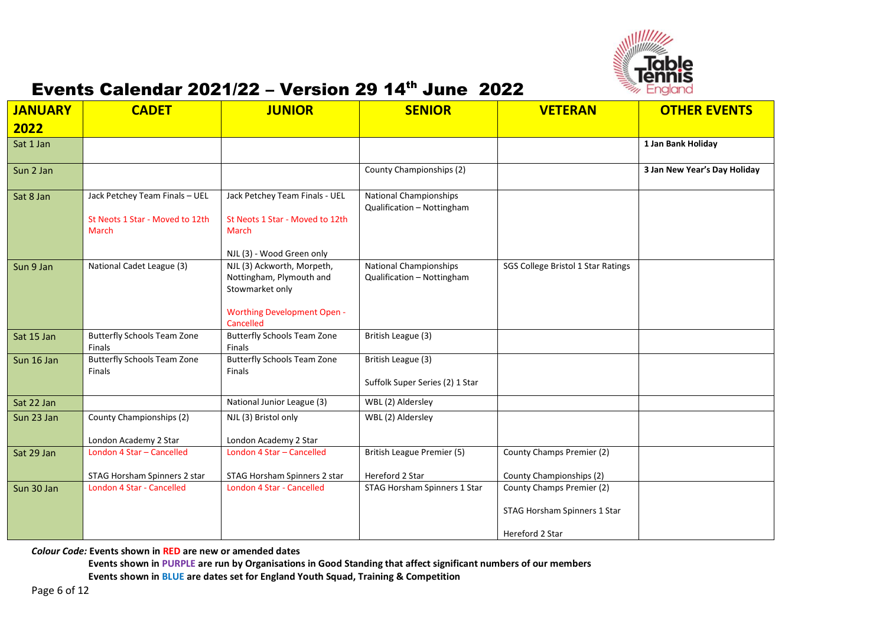# Events Calendar 2021/22 – Version 29 14th June 2022

| JANUARY 2022 | CADET | JUNIOR | SENIOR | VETERAN | OTHER EVENTS |
|---|---|---|---|---|---|
| Sat 1 Jan | | | | | **1 Jan Bank Holiday** |
| Sun 2 Jan | | | County Championships (2) | | **3 Jan New Year's Day Holiday** |
| Sat 8 Jan | Jack Petchey Team Finals – UEL<br><br>St Neots 1 Star - Moved to 12th March | Jack Petchey Team Finals - UEL<br><br>St Neots 1 Star - Moved to 12th March<br><br>NJL (3) - Wood Green only | National Championships Qualification – Nottingham | | |
| Sun 9 Jan | National Cadet League (3) | NJL (3) Ackworth, Morpeth, Nottingham, Plymouth and Stowmarket only<br><br>Worthing Development Open - Cancelled | National Championships Qualification – Nottingham | SGS College Bristol 1 Star Ratings | |
| Sat 15 Jan | Butterfly Schools Team Zone Finals | Butterfly Schools Team Zone Finals | British League (3) | | |
| Sun 16 Jan | Butterfly Schools Team Zone Finals | Butterfly Schools Team Zone Finals | British League (3)<br><br>Suffolk Super Series (2) 1 Star | | |
| Sat 22 Jan | | National Junior League (3) | WBL (2) Aldersley | | |
| Sun 23 Jan | County Championships (2)<br><br>London Academy 2 Star | NJL (3) Bristol only<br><br>London Academy 2 Star | WBL (2) Aldersley | | |
| Sat 29 Jan | London 4 Star – Cancelled<br><br>STAG Horsham Spinners 2 star | London 4 Star – Cancelled<br><br>STAG Horsham Spinners 2 star | British League Premier (5)<br><br>Hereford 2 Star | County Champs Premier (2)<br><br>County Championships (2) | |
| Sun 30 Jan | London 4 Star - Cancelled | London 4 Star - Cancelled | STAG Horsham Spinners 1 Star | County Champs Premier (2)<br><br>STAG Horsham Spinners 1 Star<br><br>Hereford 2 Star | |

***Colour Code:*** **Events shown in RED are new or amended dates**

**Events shown in PURPLE are run by Organisations in Good Standing that affect significant numbers of our members**

**Events shown in BLUE are dates set for England Youth Squad, Training & Competition**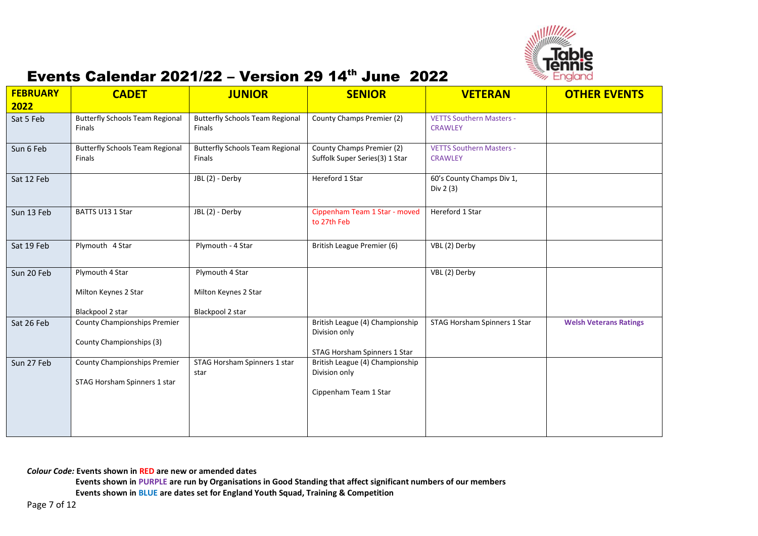# Events Calendar 2021/22 – Version 29 14th June 2022

| FEBRUARY 2022 | CADET | JUNIOR | SENIOR | VETERAN | OTHER EVENTS |
|---|---|---|---|---|---|
| Sat 5 Feb | Butterfly Schools Team Regional Finals | Butterfly Schools Team Regional Finals | County Champs Premier (2) | VETTS Southern Masters - CRAWLEY | |
| Sun 6 Feb | Butterfly Schools Team Regional Finals | Butterfly Schools Team Regional Finals | County Champs Premier (2)<br>Suffolk Super Series(3) 1 Star | VETTS Southern Masters - CRAWLEY | |
| Sat 12 Feb | | JBL (2) - Derby | Hereford 1 Star | 60's County Champs Div 1, Div 2 (3) | |
| Sun 13 Feb | BATTS U13 1 Star | JBL (2) - Derby | Cippenham Team 1 Star - moved to 27th Feb | Hereford 1 Star | |
| Sat 19 Feb | Plymouth 4 Star | Plymouth - 4 Star | British League Premier (6) | VBL (2) Derby | |
| Sun 20 Feb | Plymouth 4 Star<br>Milton Keynes 2 Star<br>Blackpool 2 star | Plymouth 4 Star<br>Milton Keynes 2 Star<br>Blackpool 2 star | | VBL (2) Derby | |
| Sat 26 Feb | County Championships Premier<br>County Championships (3) | | British League (4) Championship Division only<br>STAG Horsham Spinners 1 Star | STAG Horsham Spinners 1 Star | **Welsh Veterans Ratings** |
| Sun 27 Feb | County Championships Premier<br>STAG Horsham Spinners 1 star | STAG Horsham Spinners 1 star star | British League (4) Championship Division only<br>Cippenham Team 1 Star | | |

***Colour Code:*** **Events shown in RED are new or amended dates**

**Events shown in PURPLE are run by Organisations in Good Standing that affect significant numbers of our members**

**Events shown in BLUE are dates set for England Youth Squad, Training & Competition**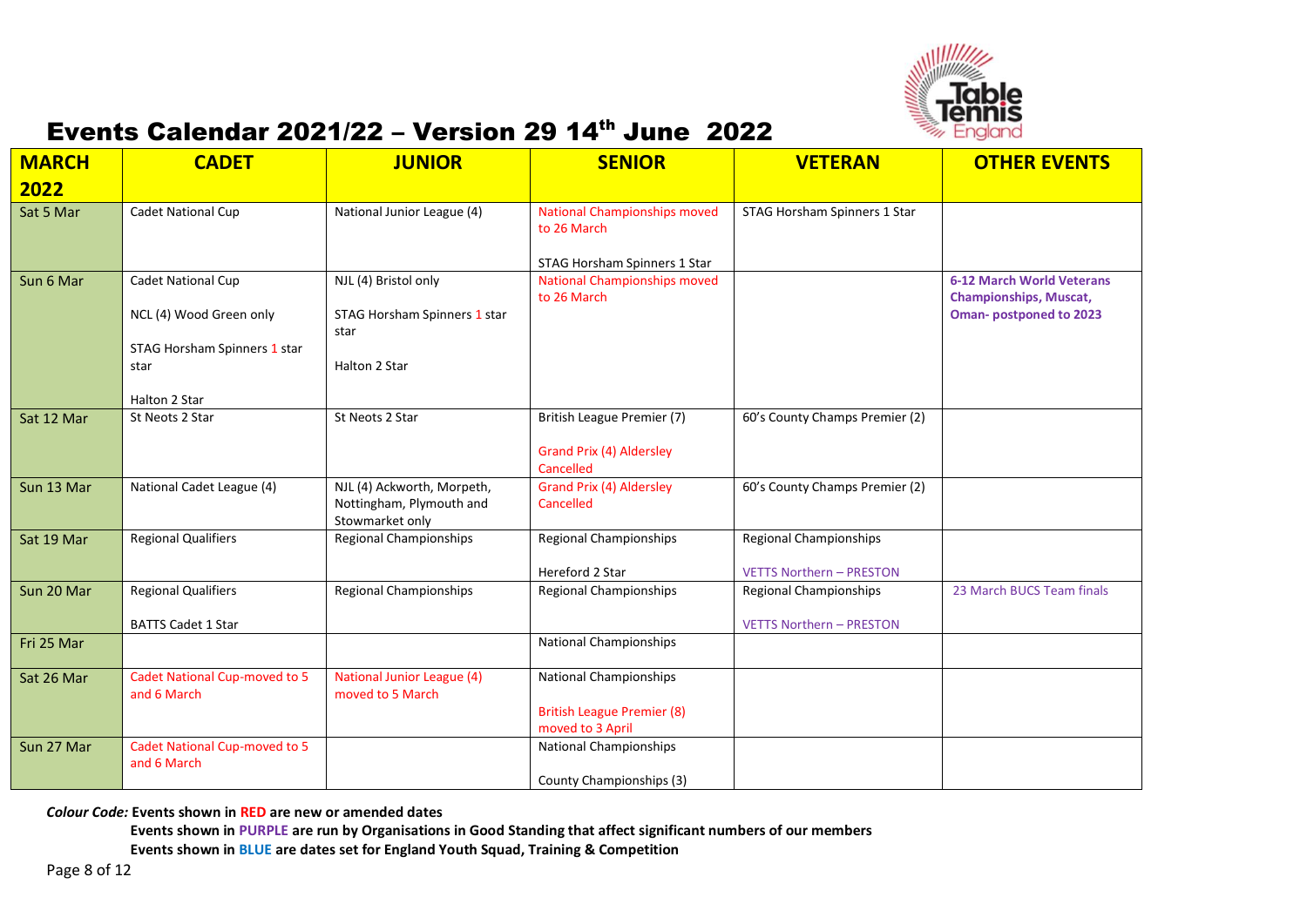# Events Calendar 2021/22 – Version 29 14th June 2022

| MARCH 2022 | CADET | JUNIOR | SENIOR | VETERAN | OTHER EVENTS |
|---|---|---|---|---|---|
| Sat 5 Mar | Cadet National Cup | National Junior League (4) | National Championships moved to 26 March<br><br>STAG Horsham Spinners 1 Star | STAG Horsham Spinners 1 Star | |
| Sun 6 Mar | Cadet National Cup<br><br>NCL (4) Wood Green only<br><br>STAG Horsham Spinners 1 star star<br><br>Halton 2 Star | NJL (4) Bristol only<br><br>STAG Horsham Spinners 1 star star<br><br>Halton 2 Star | National Championships moved to 26 March | | **6-12 March World Veterans Championships, Muscat, Oman- postponed to 2023** |
| Sat 12 Mar | St Neots 2 Star | St Neots 2 Star | British League Premier (7)<br><br>Grand Prix (4) Aldersley Cancelled | 60's County Champs Premier (2) | |
| Sun 13 Mar | National Cadet League (4) | NJL (4) Ackworth, Morpeth, Nottingham, Plymouth and Stowmarket only | Grand Prix (4) Aldersley Cancelled | 60's County Champs Premier (2) | |
| Sat 19 Mar | Regional Qualifiers | Regional Championships | Regional Championships<br><br>Hereford 2 Star | Regional Championships<br><br>VETTS Northern – PRESTON | |
| Sun 20 Mar | Regional Qualifiers<br><br>BATTS Cadet 1 Star | Regional Championships | Regional Championships | Regional Championships<br><br>VETTS Northern – PRESTON | 23 March BUCS Team finals |
| Fri 25 Mar | | | National Championships | | |
| Sat 26 Mar | Cadet National Cup-moved to 5 and 6 March | National Junior League (4) moved to 5 March | National Championships<br><br>British League Premier (8) moved to 3 April | | |
| Sun 27 Mar | Cadet National Cup-moved to 5 and 6 March | | National Championships<br><br>County Championships (3) | | |

*Colour Code:* **Events shown in RED are new or amended dates**

**Events shown in PURPLE are run by Organisations in Good Standing that affect significant numbers of our members**

**Events shown in BLUE are dates set for England Youth Squad, Training & Competition**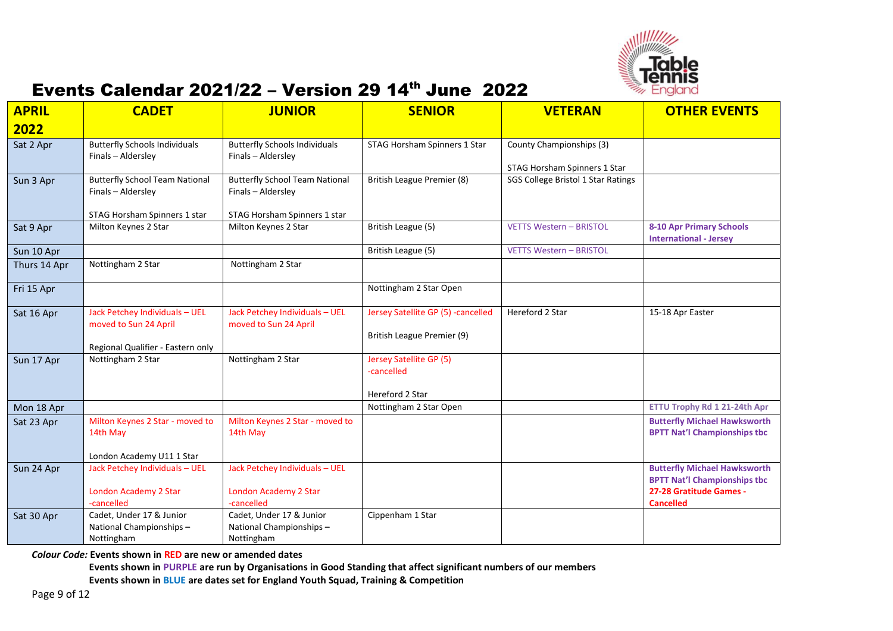# Events Calendar 2021/22 – Version 29 14th June 2022

| APRIL 2022 | CADET | JUNIOR | SENIOR | VETERAN | OTHER EVENTS |
|---|---|---|---|---|---|
| Sat 2 Apr | Butterfly Schools Individuals Finals – Aldersley | Butterfly Schools Individuals Finals – Aldersley | STAG Horsham Spinners 1 Star | County Championships (3)<br><br>STAG Horsham Spinners 1 Star | |
| Sun 3 Apr | Butterfly School Team National Finals – Aldersley<br><br>STAG Horsham Spinners 1 star | Butterfly School Team National Finals – Aldersley<br><br>STAG Horsham Spinners 1 star | British League Premier (8) | SGS College Bristol 1 Star Ratings | |
| Sat 9 Apr | Milton Keynes 2 Star | Milton Keynes 2 Star | British League (5) | VETTS Western – BRISTOL | **8-10 Apr Primary Schools International - Jersey** |
| Sun 10 Apr | | | British League (5) | VETTS Western – BRISTOL | |
| Thurs 14 Apr | Nottingham 2 Star | Nottingham 2 Star | | | |
| Fri 15 Apr | | | Nottingham 2 Star Open | | |
| Sat 16 Apr | Jack Petchey Individuals – UEL moved to Sun 24 April<br><br>Regional Qualifier - Eastern only | Jack Petchey Individuals – UEL moved to Sun 24 April | Jersey Satellite GP (5) -cancelled<br><br>British League Premier (9) | Hereford 2 Star | 15-18 Apr Easter |
| Sun 17 Apr | Nottingham 2 Star | Nottingham 2 Star | Jersey Satellite GP (5) -cancelled<br><br>Hereford 2 Star | | |
| Mon 18 Apr | | | Nottingham 2 Star Open | | **ETTU Trophy Rd 1 21-24th Apr** |
| Sat 23 Apr | Milton Keynes 2 Star - moved to 14th May<br><br>London Academy U11 1 Star | Milton Keynes 2 Star - moved to 14th May | | | **Butterfly Michael Hawksworth BPTT Nat'l Championships tbc** |
| Sun 24 Apr | Jack Petchey Individuals – UEL<br><br>London Academy 2 Star -cancelled | Jack Petchey Individuals – UEL<br><br>London Academy 2 Star -cancelled | | | **Butterfly Michael Hawksworth BPTT Nat'l Championships tbc**<br>**27-28 Gratitude Games - Cancelled** |
| Sat 30 Apr | Cadet, Under 17 & Junior National Championships – Nottingham | Cadet, Under 17 & Junior National Championships – Nottingham | Cippenham 1 Star | | |

***Colour Code:*** **Events shown in RED are new or amended dates**

**Events shown in PURPLE are run by Organisations in Good Standing that affect significant numbers of our members**

**Events shown in BLUE are dates set for England Youth Squad, Training & Competition**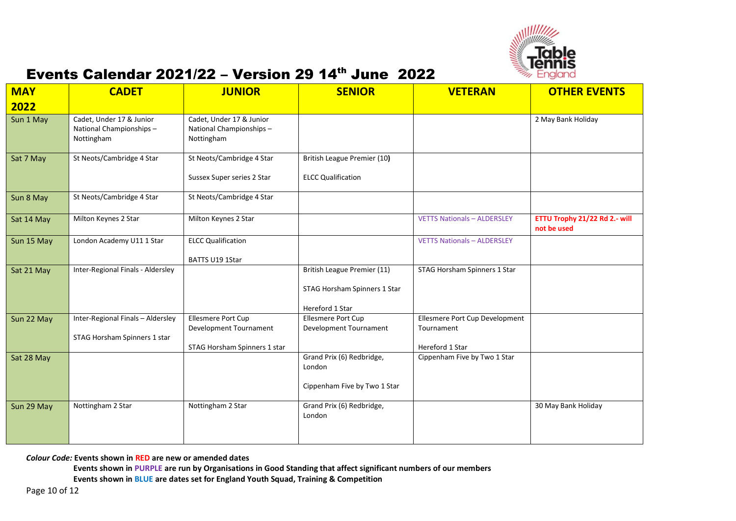# Events Calendar 2021/22 – Version 29 14th June 2022

| MAY 2022 | CADET | JUNIOR | SENIOR | VETERAN | OTHER EVENTS |
|---|---|---|---|---|---|
| Sun 1 May | Cadet, Under 17 & Junior National Championships – Nottingham | Cadet, Under 17 & Junior National Championships – Nottingham | | | 2 May Bank Holiday |
| Sat 7 May | St Neots/Cambridge 4 Star | St Neots/Cambridge 4 Star<br><br>Sussex Super series 2 Star | British League Premier (10)<br><br>ELCC Qualification | | |
| Sun 8 May | St Neots/Cambridge 4 Star | St Neots/Cambridge 4 Star | | | |
| Sat 14 May | Milton Keynes 2 Star | Milton Keynes 2 Star | | VETTS Nationals – ALDERSLEY | **ETTU Trophy 21/22 Rd 2.- will not be used** |
| Sun 15 May | London Academy U11 1 Star | ELCC Qualification<br><br>BATTS U19 1Star | | VETTS Nationals – ALDERSLEY | |
| Sat 21 May | Inter-Regional Finals - Aldersley | | British League Premier (11)<br><br>STAG Horsham Spinners 1 Star<br><br>Hereford 1 Star | STAG Horsham Spinners 1 Star | |
| Sun 22 May | Inter-Regional Finals – Aldersley<br><br>STAG Horsham Spinners 1 star | Ellesmere Port Cup Development Tournament<br><br>STAG Horsham Spinners 1 star | Ellesmere Port Cup Development Tournament | Ellesmere Port Cup Development Tournament<br><br>Hereford 1 Star | |
| Sat 28 May | | | Grand Prix (6) Redbridge, London<br><br>Cippenham Five by Two 1 Star | Cippenham Five by Two 1 Star | |
| Sun 29 May | Nottingham 2 Star | Nottingham 2 Star | Grand Prix (6) Redbridge, London | | 30 May Bank Holiday |

***Colour Code:*** **Events shown in RED are new or amended dates**

**Events shown in PURPLE are run by Organisations in Good Standing that affect significant numbers of our members**

**Events shown in BLUE are dates set for England Youth Squad, Training & Competition**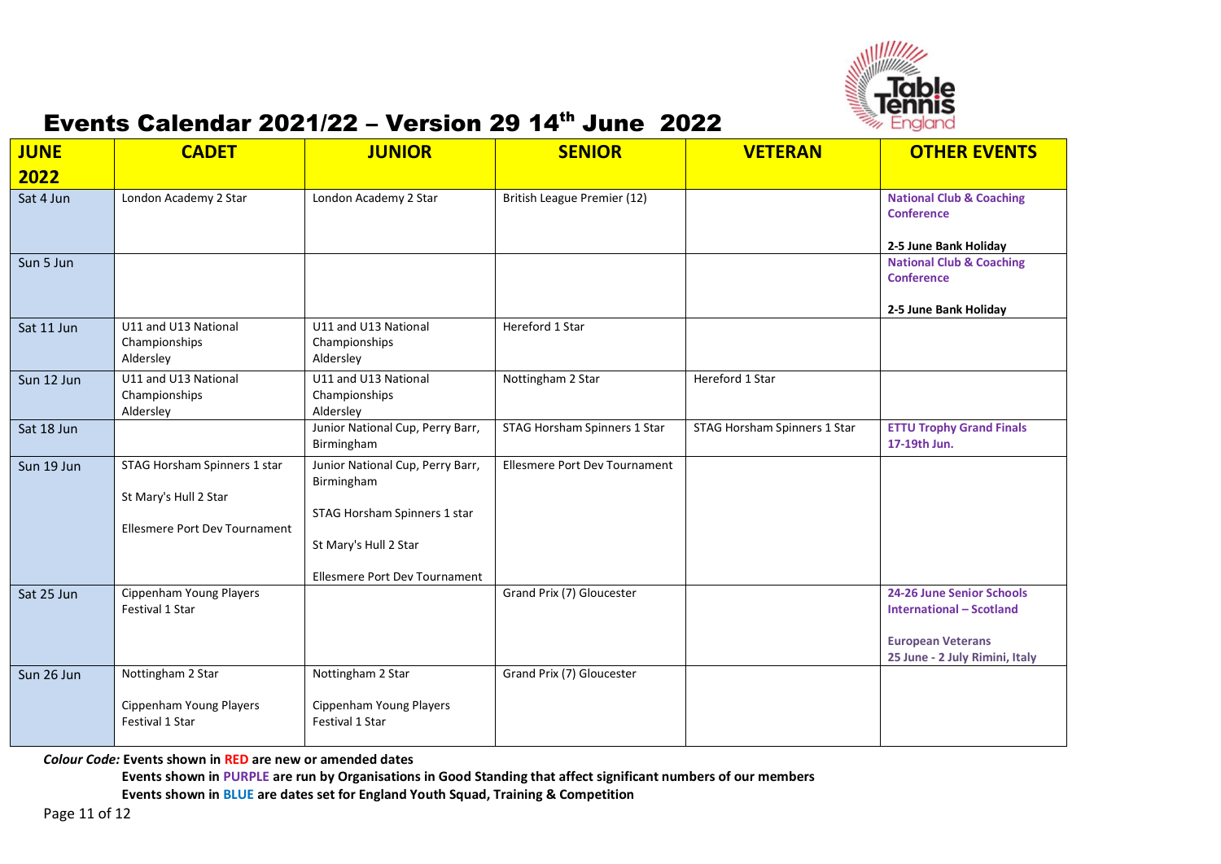# Events Calendar 2021/22 – Version 29 14th June 2022

| JUNE 2022 | CADET | JUNIOR | SENIOR | VETERAN | OTHER EVENTS |
|---|---|---|---|---|---|
| Sat 4 Jun | London Academy 2 Star | London Academy 2 Star | British League Premier (12) | | **National Club & Coaching Conference**<br><br>**2-5 June Bank Holiday** |
| Sun 5 Jun | | | | | **National Club & Coaching Conference**<br><br>**2-5 June Bank Holiday** |
| Sat 11 Jun | U11 and U13 National Championships Aldersley | U11 and U13 National Championships Aldersley | Hereford 1 Star | | |
| Sun 12 Jun | U11 and U13 National Championships Aldersley | U11 and U13 National Championships Aldersley | Nottingham 2 Star | Hereford 1 Star | |
| Sat 18 Jun | | Junior National Cup, Perry Barr, Birmingham | STAG Horsham Spinners 1 Star | STAG Horsham Spinners 1 Star | **ETTU Trophy Grand Finals 17-19th Jun.** |
| Sun 19 Jun | STAG Horsham Spinners 1 star<br><br>St Mary's Hull 2 Star<br><br>Ellesmere Port Dev Tournament | Junior National Cup, Perry Barr, Birmingham<br><br>STAG Horsham Spinners 1 star<br><br>St Mary's Hull 2 Star<br><br>Ellesmere Port Dev Tournament | Ellesmere Port Dev Tournament | | |
| Sat 25 Jun | Cippenham Young Players Festival 1 Star | | Grand Prix (7) Gloucester | | **24-26 June Senior Schools International – Scotland**<br><br>**European Veterans 25 June - 2 July Rimini, Italy** |
| Sun 26 Jun | Nottingham 2 Star<br><br>Cippenham Young Players Festival 1 Star | Nottingham 2 Star<br><br>Cippenham Young Players Festival 1 Star | Grand Prix (7) Gloucester | | |

***Colour Code:*** **Events shown in RED are new or amended dates**

**Events shown in PURPLE are run by Organisations in Good Standing that affect significant numbers of our members**

**Events shown in BLUE are dates set for England Youth Squad, Training & Competition**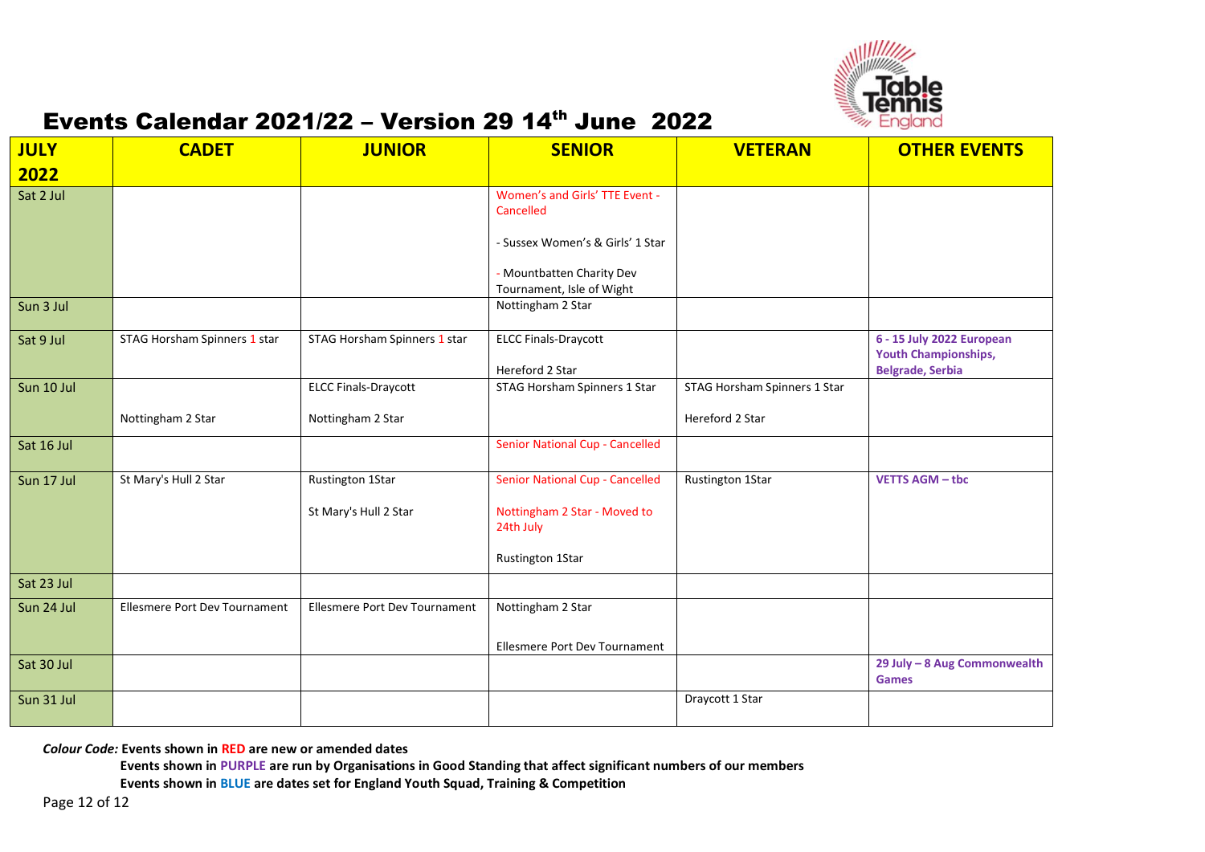# Events Calendar 2021/22 – Version 29 14th June 2022

| JULY 2022 | CADET | JUNIOR | SENIOR | VETERAN | OTHER EVENTS |
|---|---|---|---|---|---|
| Sat 2 Jul | | | Women's and Girls' TTE Event - Cancelled<br><br>- Sussex Women's & Girls' 1 Star<br><br>- Mountbatten Charity Dev Tournament, Isle of Wight | | |
| Sun 3 Jul | | | Nottingham 2 Star | | |
| Sat 9 Jul | STAG Horsham Spinners 1 star | STAG Horsham Spinners 1 star | ELCC Finals-Draycott<br><br>Hereford 2 Star | | **6 - 15 July 2022 European Youth Championships, Belgrade, Serbia** |
| Sun 10 Jul | Nottingham 2 Star | ELCC Finals-Draycott<br><br>Nottingham 2 Star | STAG Horsham Spinners 1 Star | STAG Horsham Spinners 1 Star<br><br>Hereford 2 Star | |
| Sat 16 Jul | | | Senior National Cup - Cancelled | | |
| Sun 17 Jul | St Mary's Hull 2 Star | Rustington 1Star<br><br>St Mary's Hull 2 Star | Senior National Cup - Cancelled<br><br>Nottingham 2 Star - Moved to 24th July<br><br>Rustington 1Star | Rustington 1Star | **VETTS AGM – tbc** |
| Sat 23 Jul | | | | | |
| Sun 24 Jul | Ellesmere Port Dev Tournament | Ellesmere Port Dev Tournament | Nottingham 2 Star<br><br>Ellesmere Port Dev Tournament | | |
| Sat 30 Jul | | | | | **29 July – 8 Aug Commonwealth Games** |
| Sun 31 Jul | | | | Draycott 1 Star | |

***Colour Code:*** **Events shown in RED are new or amended dates**

**Events shown in PURPLE are run by Organisations in Good Standing that affect significant numbers of our members**

**Events shown in BLUE are dates set for England Youth Squad, Training & Competition**